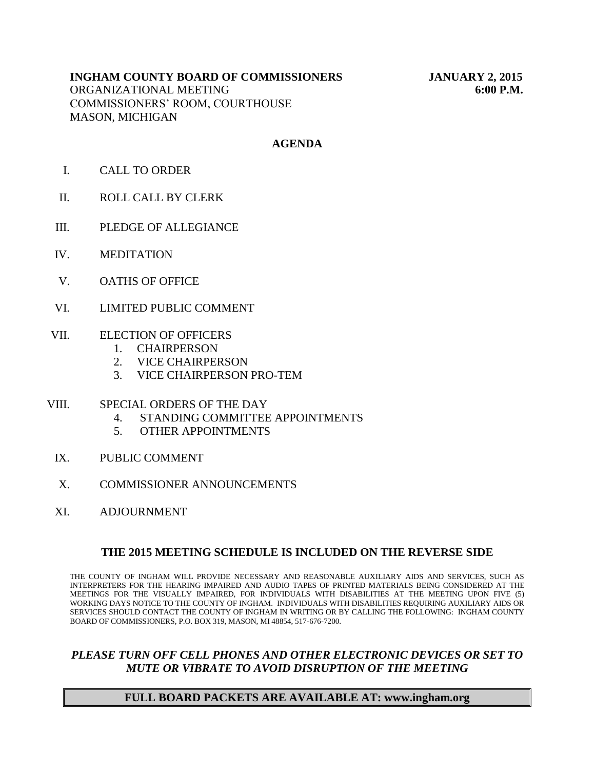**INGHAM COUNTY BOARD OF COMMISSIONERS** **JANUARY 2, 2015**
ORGANIZATIONAL MEETING **6:00 P.M.**
COMMISSIONERS' ROOM, COURTHOUSE
MASON, MICHIGAN

## AGENDA

I. CALL TO ORDER

II. ROLL CALL BY CLERK

III. PLEDGE OF ALLEGIANCE

IV. MEDITATION

V. OATHS OF OFFICE

VI. LIMITED PUBLIC COMMENT

VII. ELECTION OF OFFICERS
   1. CHAIRPERSON
   2. VICE CHAIRPERSON
   3. VICE CHAIRPERSON PRO-TEM

VIII. SPECIAL ORDERS OF THE DAY
   4. STANDING COMMITTEE APPOINTMENTS
   5. OTHER APPOINTMENTS

IX. PUBLIC COMMENT

X. COMMISSIONER ANNOUNCEMENTS

XI. ADJOURNMENT

**THE 2015 MEETING SCHEDULE IS INCLUDED ON THE REVERSE SIDE**

THE COUNTY OF INGHAM WILL PROVIDE NECESSARY AND REASONABLE AUXILIARY AIDS AND SERVICES, SUCH AS INTERPRETERS FOR THE HEARING IMPAIRED AND AUDIO TAPES OF PRINTED MATERIALS BEING CONSIDERED AT THE MEETINGS FOR THE VISUALLY IMPAIRED, FOR INDIVIDUALS WITH DISABILITIES AT THE MEETING UPON FIVE (5) WORKING DAYS NOTICE TO THE COUNTY OF INGHAM. INDIVIDUALS WITH DISABILITIES REQUIRING AUXILIARY AIDS OR SERVICES SHOULD CONTACT THE COUNTY OF INGHAM IN WRITING OR BY CALLING THE FOLLOWING: INGHAM COUNTY BOARD OF COMMISSIONERS, P.O. BOX 319, MASON, MI 48854, 517-676-7200.

***PLEASE TURN OFF CELL PHONES AND OTHER ELECTRONIC DEVICES OR SET TO MUTE OR VIBRATE TO AVOID DISRUPTION OF THE MEETING***

**FULL BOARD PACKETS ARE AVAILABLE AT: www.ingham.org**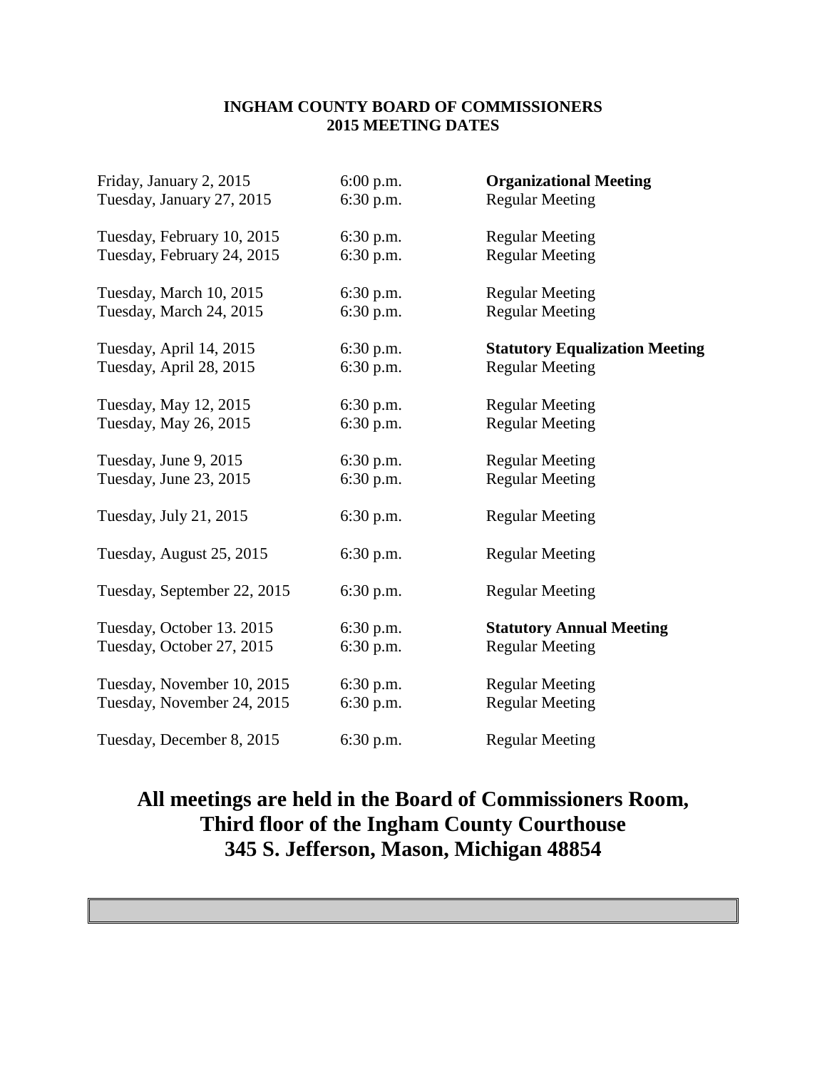**INGHAM COUNTY BOARD OF COMMISSIONERS**
**2015 MEETING DATES**

| | | |
|---|---|---|
| Friday, January 2, 2015 | 6:00 p.m. | **Organizational Meeting** |
| Tuesday, January 27, 2015 | 6:30 p.m. | Regular Meeting |
| Tuesday, February 10, 2015 | 6:30 p.m. | Regular Meeting |
| Tuesday, February 24, 2015 | 6:30 p.m. | Regular Meeting |
| Tuesday, March 10, 2015 | 6:30 p.m. | Regular Meeting |
| Tuesday, March 24, 2015 | 6:30 p.m. | Regular Meeting |
| Tuesday, April 14, 2015 | 6:30 p.m. | **Statutory Equalization Meeting** |
| Tuesday, April 28, 2015 | 6:30 p.m. | Regular Meeting |
| Tuesday, May 12, 2015 | 6:30 p.m. | Regular Meeting |
| Tuesday, May 26, 2015 | 6:30 p.m. | Regular Meeting |
| Tuesday, June 9, 2015 | 6:30 p.m. | Regular Meeting |
| Tuesday, June 23, 2015 | 6:30 p.m. | Regular Meeting |
| Tuesday, July 21, 2015 | 6:30 p.m. | Regular Meeting |
| Tuesday, August 25, 2015 | 6:30 p.m. | Regular Meeting |
| Tuesday, September 22, 2015 | 6:30 p.m. | Regular Meeting |
| Tuesday, October 13. 2015 | 6:30 p.m. | **Statutory Annual Meeting** |
| Tuesday, October 27, 2015 | 6:30 p.m. | Regular Meeting |
| Tuesday, November 10, 2015 | 6:30 p.m. | Regular Meeting |
| Tuesday, November 24, 2015 | 6:30 p.m. | Regular Meeting |
| Tuesday, December 8, 2015 | 6:30 p.m. | Regular Meeting |

## All meetings are held in the Board of Commissioners Room, Third floor of the Ingham County Courthouse 345 S. Jefferson, Mason, Michigan 48854